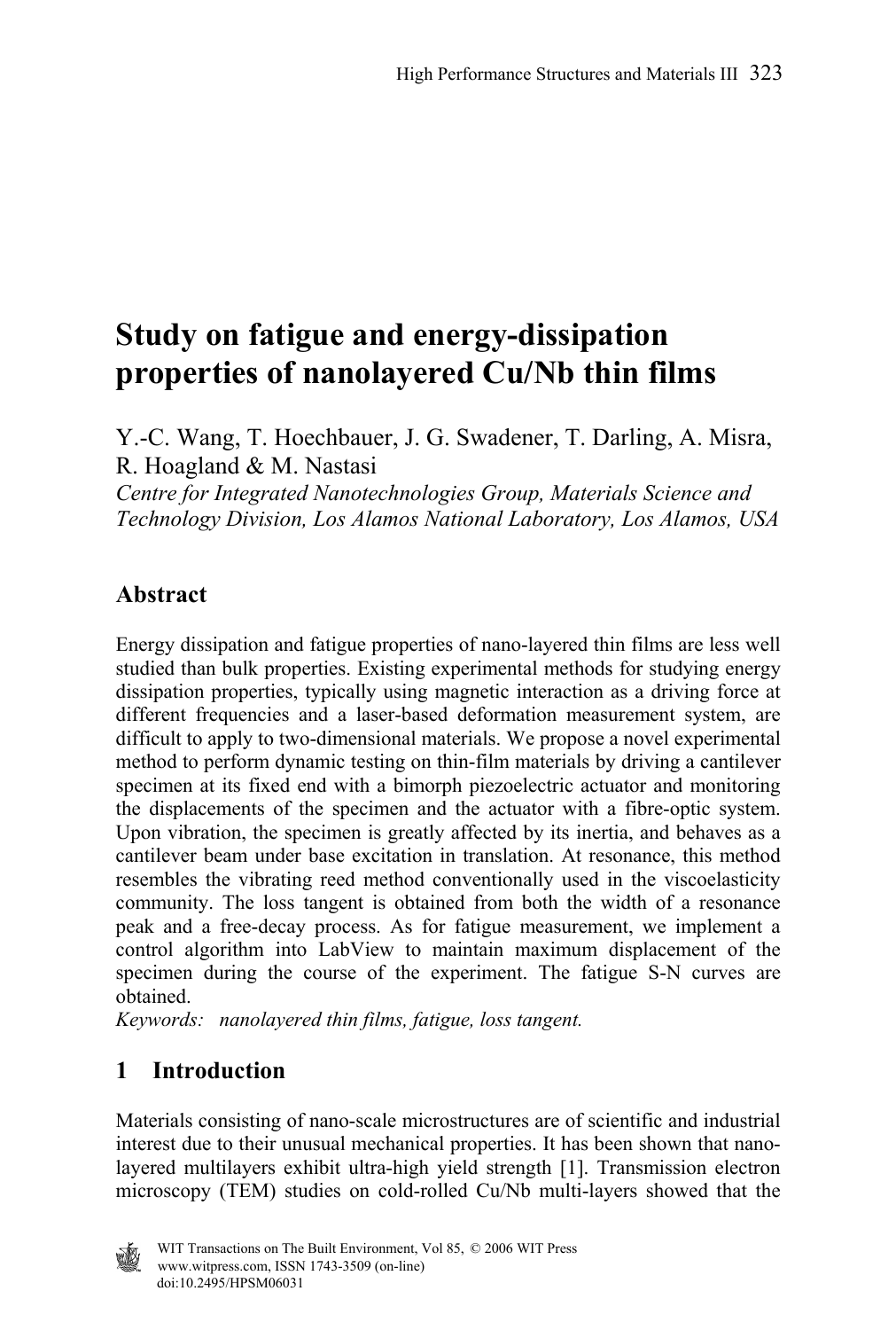# Study on fatigue and energy-dissipation properties of nanolayered Cu/Nb thin films

Y.-C. Wang, T. Hoechbauer, J. G. Swadener, T. Darling, A. Misra, R. Hoagland & M. Nastasi

*Centre for Integrated Nanotechnologies Group, Materials Science and Technology Division, Los Alamos National Laboratory, Los Alamos, USA*

## Abstract

Energy dissipation and fatigue properties of nano-layered thin films are less well studied than bulk properties. Existing experimental methods for studying energy dissipation properties, typically using magnetic interaction as a driving force at different frequencies and a laser-based deformation measurement system, are difficult to apply to two-dimensional materials. We propose a novel experimental method to perform dynamic testing on thin-film materials by driving a cantilever specimen at its fixed end with a bimorph piezoelectric actuator and monitoring the displacements of the specimen and the actuator with a fibre-optic system. Upon vibration, the specimen is greatly affected by its inertia, and behaves as a cantilever beam under base excitation in translation. At resonance, this method resembles the vibrating reed method conventionally used in the viscoelasticity community. The loss tangent is obtained from both the width of a resonance peak and a free-decay process. As for fatigue measurement, we implement a control algorithm into LabView to maintain maximum displacement of the specimen during the course of the experiment. The fatigue S-N curves are obtained.

*Keywords: nanolayered thin films, fatigue, loss tangent.*

## 1 Introduction

Materials consisting of nano-scale microstructures are of scientific and industrial interest due to their unusual mechanical properties. It has been shown that nano-layered multilayers exhibit ultra-high yield strength [1]. Transmission electron microscopy (TEM) studies on cold-rolled Cu/Nb multi-layers showed that the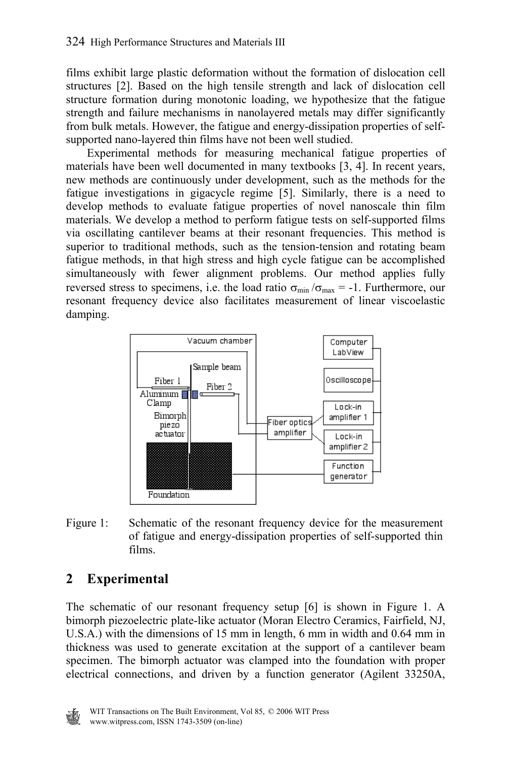films exhibit large plastic deformation without the formation of dislocation cell structures [2]. Based on the high tensile strength and lack of dislocation cell structure formation during monotonic loading, we hypothesize that the fatigue strength and failure mechanisms in nanolayered metals may differ significantly from bulk metals. However, the fatigue and energy-dissipation properties of self-supported nano-layered thin films have not been well studied.

Experimental methods for measuring mechanical fatigue properties of materials have been well documented in many textbooks [3, 4]. In recent years, new methods are continuously under development, such as the methods for the fatigue investigations in gigacycle regime [5]. Similarly, there is a need to develop methods to evaluate fatigue properties of novel nanoscale thin film materials. We develop a method to perform fatigue tests on self-supported films via oscillating cantilever beams at their resonant frequencies. This method is superior to traditional methods, such as the tension-tension and rotating beam fatigue methods, in that high stress and high cycle fatigue can be accomplished simultaneously with fewer alignment problems. Our method applies fully reversed stress to specimens, i.e. the load ratio $\sigma_{min}/\sigma_{max} = -1$. Furthermore, our resonant frequency device also facilitates measurement of linear viscoelastic damping.

Figure 1: Schematic of the resonant frequency device for the measurement of fatigue and energy-dissipation properties of self-supported thin films.

## 2 Experimental

The schematic of our resonant frequency setup [6] is shown in Figure 1. A bimorph piezoelectric plate-like actuator (Moran Electro Ceramics, Fairfield, NJ, U.S.A.) with the dimensions of 15 mm in length, 6 mm in width and 0.64 mm in thickness was used to generate excitation at the support of a cantilever beam specimen. The bimorph actuator was clamped into the foundation with proper electrical connections, and driven by a function generator (Agilent 33250A,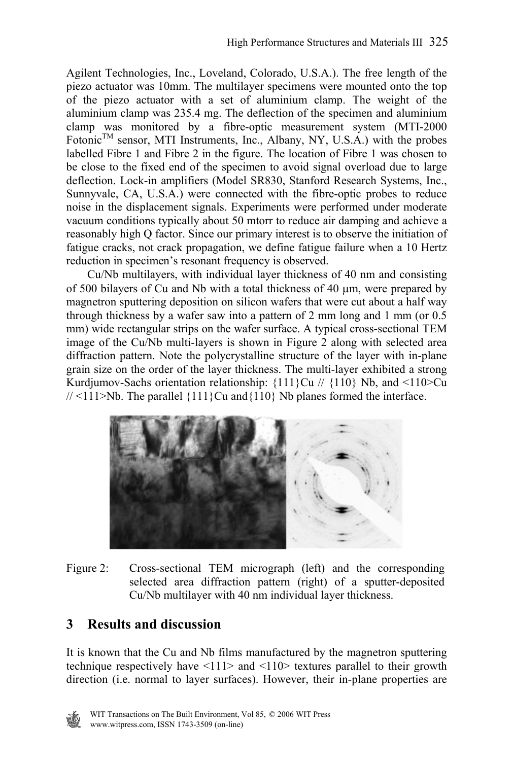Agilent Technologies, Inc., Loveland, Colorado, U.S.A.). The free length of the piezo actuator was 10mm. The multilayer specimens were mounted onto the top of the piezo actuator with a set of aluminium clamp. The weight of the aluminium clamp was 235.4 mg. The deflection of the specimen and aluminium clamp was monitored by a fibre-optic measurement system (MTI-2000 Fotonic$^{TM}$ sensor, MTI Instruments, Inc., Albany, NY, U.S.A.) with the probes labelled Fibre 1 and Fibre 2 in the figure. The location of Fibre 1 was chosen to be close to the fixed end of the specimen to avoid signal overload due to large deflection. Lock-in amplifiers (Model SR830, Stanford Research Systems, Inc., Sunnyvale, CA, U.S.A.) were connected with the fibre-optic probes to reduce noise in the displacement signals. Experiments were performed under moderate vacuum conditions typically about 50 mtorr to reduce air damping and achieve a reasonably high Q factor. Since our primary interest is to observe the initiation of fatigue cracks, not crack propagation, we define fatigue failure when a 10 Hertz reduction in specimen's resonant frequency is observed.

Cu/Nb multilayers, with individual layer thickness of 40 nm and consisting of 500 bilayers of Cu and Nb with a total thickness of 40 μm, were prepared by magnetron sputtering deposition on silicon wafers that were cut about a half way through thickness by a wafer saw into a pattern of 2 mm long and 1 mm (or 0.5 mm) wide rectangular strips on the wafer surface. A typical cross-sectional TEM image of the Cu/Nb multi-layers is shown in Figure 2 along with selected area diffraction pattern. Note the polycrystalline structure of the layer with in-plane grain size on the order of the layer thickness. The multi-layer exhibited a strong Kurdjumov-Sachs orientation relationship: {111}Cu // {110} Nb, and <110>Cu // <111>Nb. The parallel {111}Cu and{110} Nb planes formed the interface.

Figure 2: Cross-sectional TEM micrograph (left) and the corresponding selected area diffraction pattern (right) of a sputter-deposited Cu/Nb multilayer with 40 nm individual layer thickness.

## 3 Results and discussion

It is known that the Cu and Nb films manufactured by the magnetron sputtering technique respectively have <111> and <110> textures parallel to their growth direction (i.e. normal to layer surfaces). However, their in-plane properties are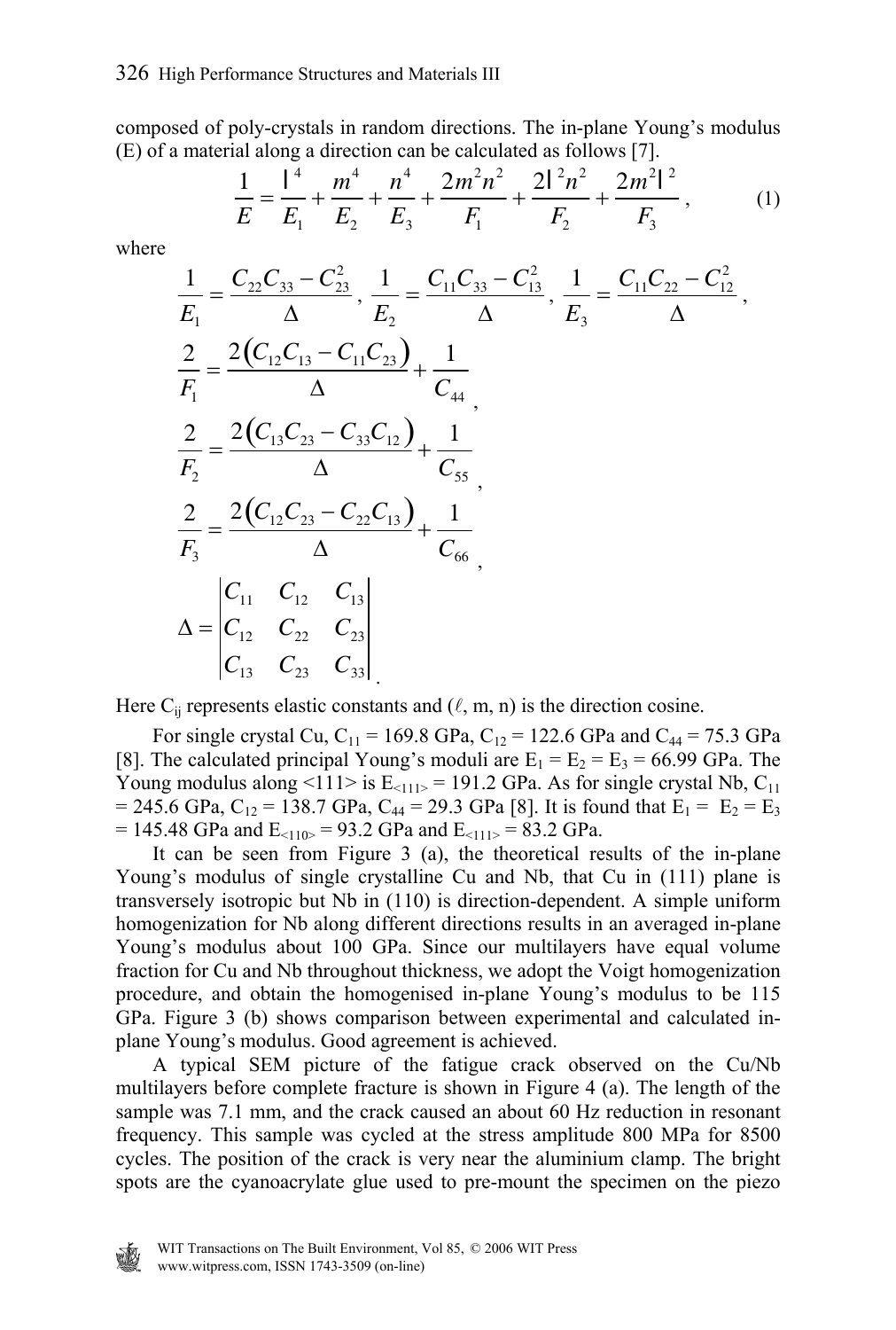composed of poly-crystals in random directions. The in-plane Young's modulus (E) of a material along a direction can be calculated as follows [7].

$$\frac{1}{E} = \frac{\ell^4}{E_1} + \frac{m^4}{E_2} + \frac{n^4}{E_3} + \frac{2m^2n^2}{F_1} + \frac{2\ell^2n^2}{F_2} + \frac{2m^2\ell^2}{F_3}, \tag{1}$$

where

$$\frac{1}{E_1} = \frac{C_{22}C_{33} - C_{23}^2}{\Delta},\ \frac{1}{E_2} = \frac{C_{11}C_{33} - C_{13}^2}{\Delta},\ \frac{1}{E_3} = \frac{C_{11}C_{22} - C_{12}^2}{\Delta},$$

$$\frac{2}{F_1} = \frac{2\left(C_{12}C_{13} - C_{11}C_{23}\right)}{\Delta} + \frac{1}{C_{44}},$$

$$\frac{2}{F_2} = \frac{2\left(C_{13}C_{23} - C_{33}C_{12}\right)}{\Delta} + \frac{1}{C_{55}},$$

$$\frac{2}{F_3} = \frac{2\left(C_{12}C_{23} - C_{22}C_{13}\right)}{\Delta} + \frac{1}{C_{66}},$$

$$\Delta = \begin{vmatrix} C_{11} & C_{12} & C_{13} \\ C_{12} & C_{22} & C_{23} \\ C_{13} & C_{23} & C_{33} \end{vmatrix}.$$

Here $C_{ij}$ represents elastic constants and ($\ell$, m, n) is the direction cosine.

For single crystal Cu, $C_{11}$ = 169.8 GPa, $C_{12}$ = 122.6 GPa and $C_{44}$ = 75.3 GPa [8]. The calculated principal Young's moduli are $E_1 = E_2 = E_3$ = 66.99 GPa. The Young modulus along <111> is $E_{<111>}$ = 191.2 GPa. As for single crystal Nb, $C_{11}$ = 245.6 GPa, $C_{12}$ = 138.7 GPa, $C_{44}$ = 29.3 GPa [8]. It is found that $E_1 = E_2 = E_3$ = 145.48 GPa and $E_{<110>}$ = 93.2 GPa and $E_{<111>}$ = 83.2 GPa.

It can be seen from Figure 3 (a), the theoretical results of the in-plane Young's modulus of single crystalline Cu and Nb, that Cu in (111) plane is transversely isotropic but Nb in (110) is direction-dependent. A simple uniform homogenization for Nb along different directions results in an averaged in-plane Young's modulus about 100 GPa. Since our multilayers have equal volume fraction for Cu and Nb throughout thickness, we adopt the Voigt homogenization procedure, and obtain the homogenised in-plane Young's modulus to be 115 GPa. Figure 3 (b) shows comparison between experimental and calculated in-plane Young's modulus. Good agreement is achieved.

A typical SEM picture of the fatigue crack observed on the Cu/Nb multilayers before complete fracture is shown in Figure 4 (a). The length of the sample was 7.1 mm, and the crack caused an about 60 Hz reduction in resonant frequency. This sample was cycled at the stress amplitude 800 MPa for 8500 cycles. The position of the crack is very near the aluminium clamp. The bright spots are the cyanoacrylate glue used to pre-mount the specimen on the piezo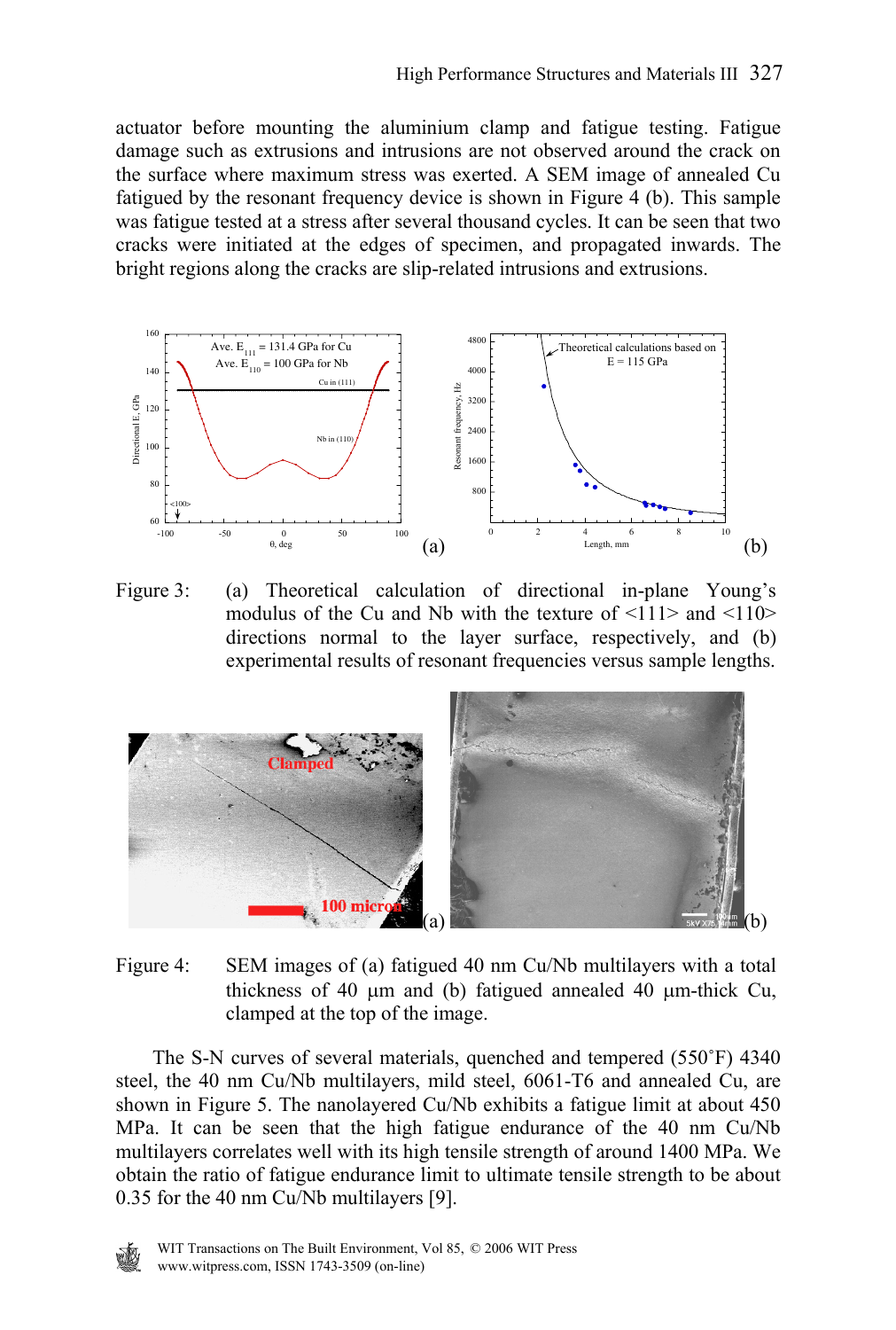actuator before mounting the aluminium clamp and fatigue testing. Fatigue damage such as extrusions and intrusions are not observed around the crack on the surface where maximum stress was exerted. A SEM image of annealed Cu fatigued by the resonant frequency device is shown in Figure 4 (b). This sample was fatigue tested at a stress after several thousand cycles. It can be seen that two cracks were initiated at the edges of specimen, and propagated inwards. The bright regions along the cracks are slip-related intrusions and extrusions.

Figure 3: (a) Theoretical calculation of directional in-plane Young's modulus of the Cu and Nb with the texture of <111> and <110> directions normal to the layer surface, respectively, and (b) experimental results of resonant frequencies versus sample lengths.

Figure 4: SEM images of (a) fatigued 40 nm Cu/Nb multilayers with a total thickness of 40 μm and (b) fatigued annealed 40 μm-thick Cu, clamped at the top of the image.

The S-N curves of several materials, quenched and tempered (550˚F) 4340 steel, the 40 nm Cu/Nb multilayers, mild steel, 6061-T6 and annealed Cu, are shown in Figure 5. The nanolayered Cu/Nb exhibits a fatigue limit at about 450 MPa. It can be seen that the high fatigue endurance of the 40 nm Cu/Nb multilayers correlates well with its high tensile strength of around 1400 MPa. We obtain the ratio of fatigue endurance limit to ultimate tensile strength to be about 0.35 for the 40 nm Cu/Nb multilayers [9].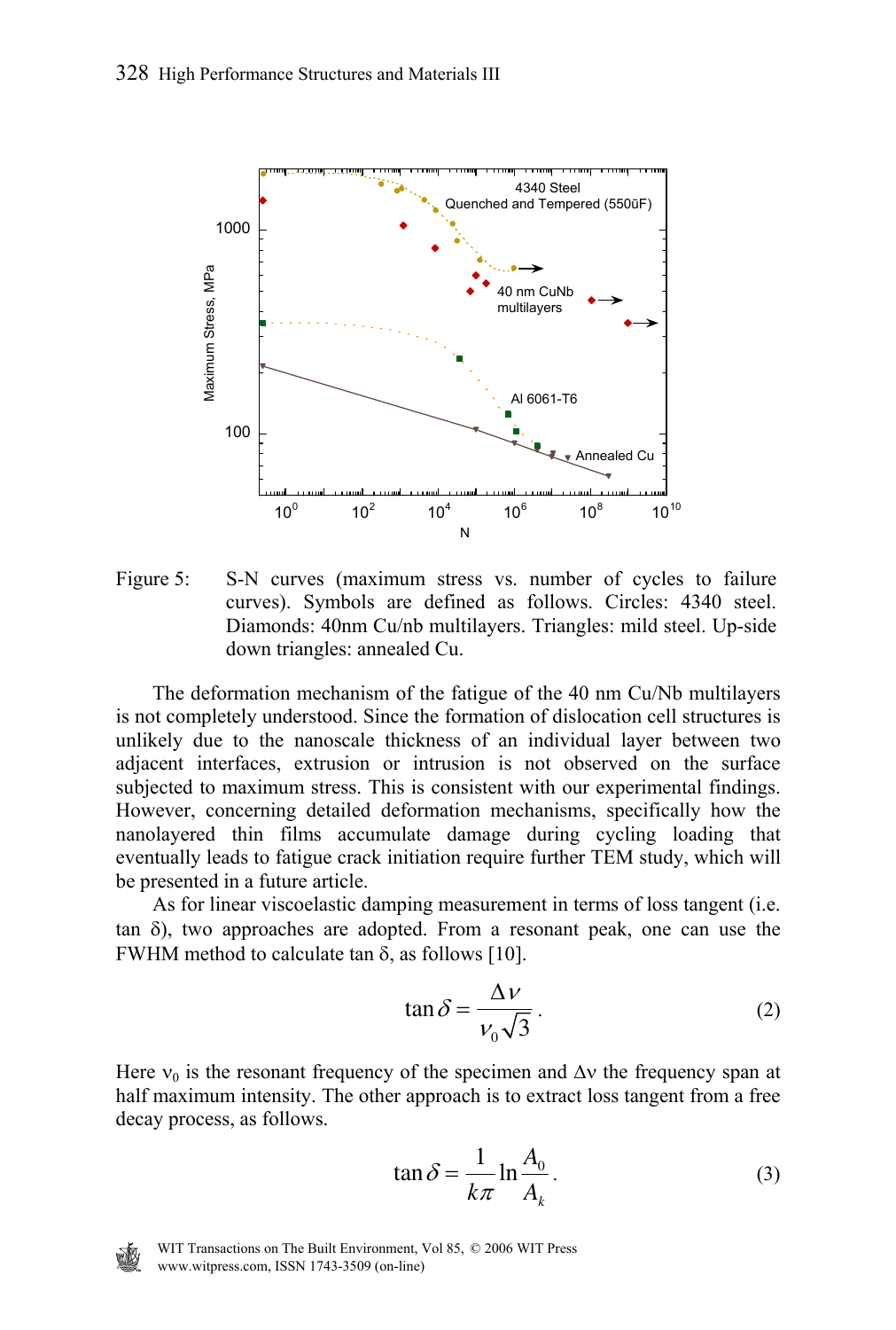Figure 5: S-N curves (maximum stress vs. number of cycles to failure curves). Symbols are defined as follows. Circles: 4340 steel. Diamonds: 40nm Cu/nb multilayers. Triangles: mild steel. Up-side down triangles: annealed Cu.

The deformation mechanism of the fatigue of the 40 nm Cu/Nb multilayers is not completely understood. Since the formation of dislocation cell structures is unlikely due to the nanoscale thickness of an individual layer between two adjacent interfaces, extrusion or intrusion is not observed on the surface subjected to maximum stress. This is consistent with our experimental findings. However, concerning detailed deformation mechanisms, specifically how the nanolayered thin films accumulate damage during cycling loading that eventually leads to fatigue crack initiation require further TEM study, which will be presented in a future article.

As for linear viscoelastic damping measurement in terms of loss tangent (i.e. tan δ), two approaches are adopted. From a resonant peak, one can use the FWHM method to calculate tan δ, as follows [10].

$$\tan\delta = \frac{\Delta\nu}{\nu_0\sqrt{3}}. \tag{2}$$

Here $\nu_0$ is the resonant frequency of the specimen and $\Delta\nu$ the frequency span at half maximum intensity. The other approach is to extract loss tangent from a free decay process, as follows.

$$\tan\delta = \frac{1}{k\pi}\ln\frac{A_0}{A_k}. \tag{3}$$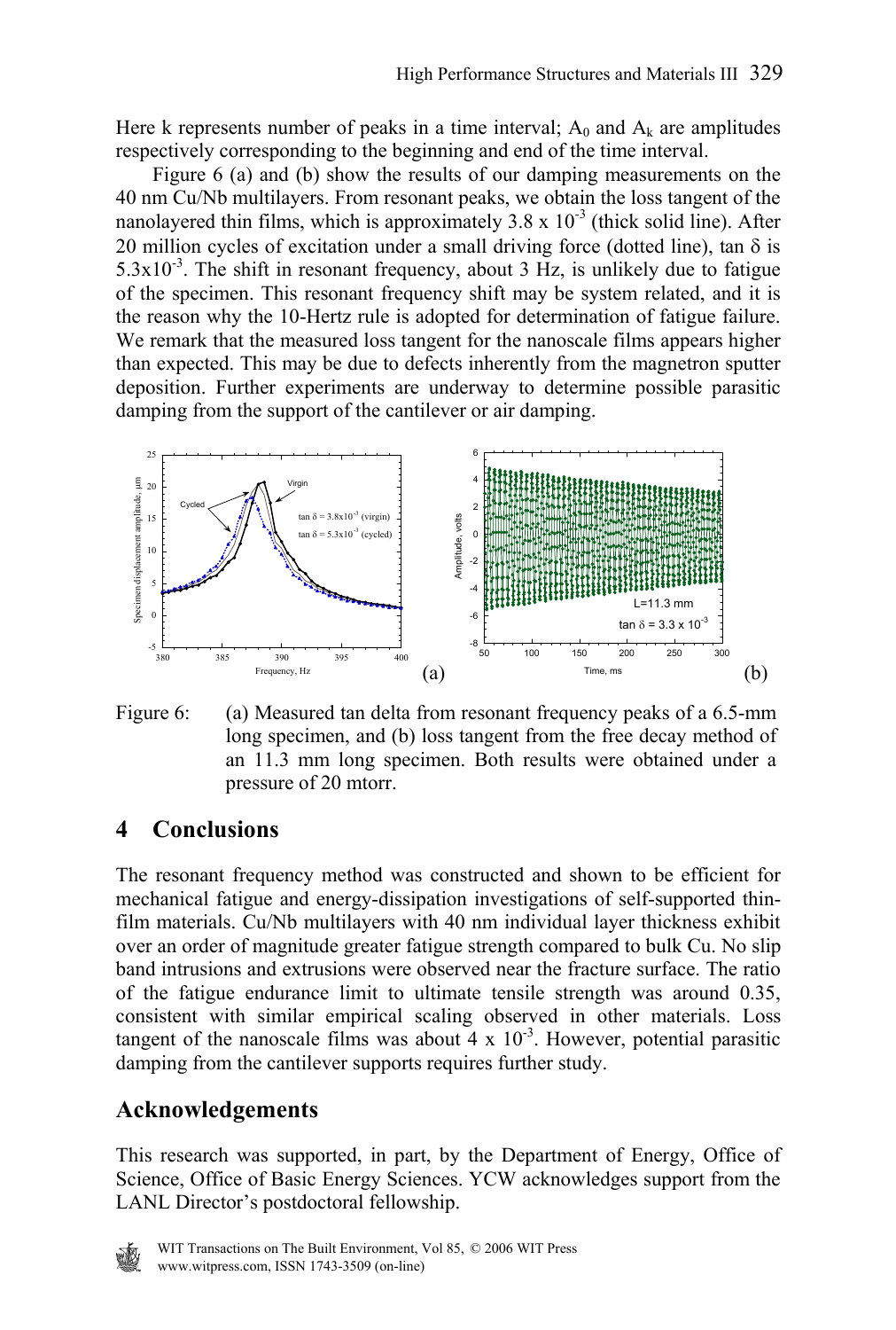Here k represents number of peaks in a time interval; $A_0$ and $A_k$ are amplitudes respectively corresponding to the beginning and end of the time interval.

Figure 6 (a) and (b) show the results of our damping measurements on the 40 nm Cu/Nb multilayers. From resonant peaks, we obtain the loss tangent of the nanolayered thin films, which is approximately $3.8 \times 10^{-3}$ (thick solid line). After 20 million cycles of excitation under a small driving force (dotted line), tan $\delta$ is $5.3 \times 10^{-3}$. The shift in resonant frequency, about 3 Hz, is unlikely due to fatigue of the specimen. This resonant frequency shift may be system related, and it is the reason why the 10-Hertz rule is adopted for determination of fatigue failure. We remark that the measured loss tangent for the nanoscale films appears higher than expected. This may be due to defects inherently from the magnetron sputter deposition. Further experiments are underway to determine possible parasitic damping from the support of the cantilever or air damping.

Figure 6: (a) Measured tan delta from resonant frequency peaks of a 6.5-mm long specimen, and (b) loss tangent from the free decay method of an 11.3 mm long specimen. Both results were obtained under a pressure of 20 mtorr.

## 4 Conclusions

The resonant frequency method was constructed and shown to be efficient for mechanical fatigue and energy-dissipation investigations of self-supported thin-film materials. Cu/Nb multilayers with 40 nm individual layer thickness exhibit over an order of magnitude greater fatigue strength compared to bulk Cu. No slip band intrusions and extrusions were observed near the fracture surface. The ratio of the fatigue endurance limit to ultimate tensile strength was around 0.35, consistent with similar empirical scaling observed in other materials. Loss tangent of the nanoscale films was about $4 \times 10^{-3}$. However, potential parasitic damping from the cantilever supports requires further study.

## Acknowledgements

This research was supported, in part, by the Department of Energy, Office of Science, Office of Basic Energy Sciences. YCW acknowledges support from the LANL Director's postdoctoral fellowship.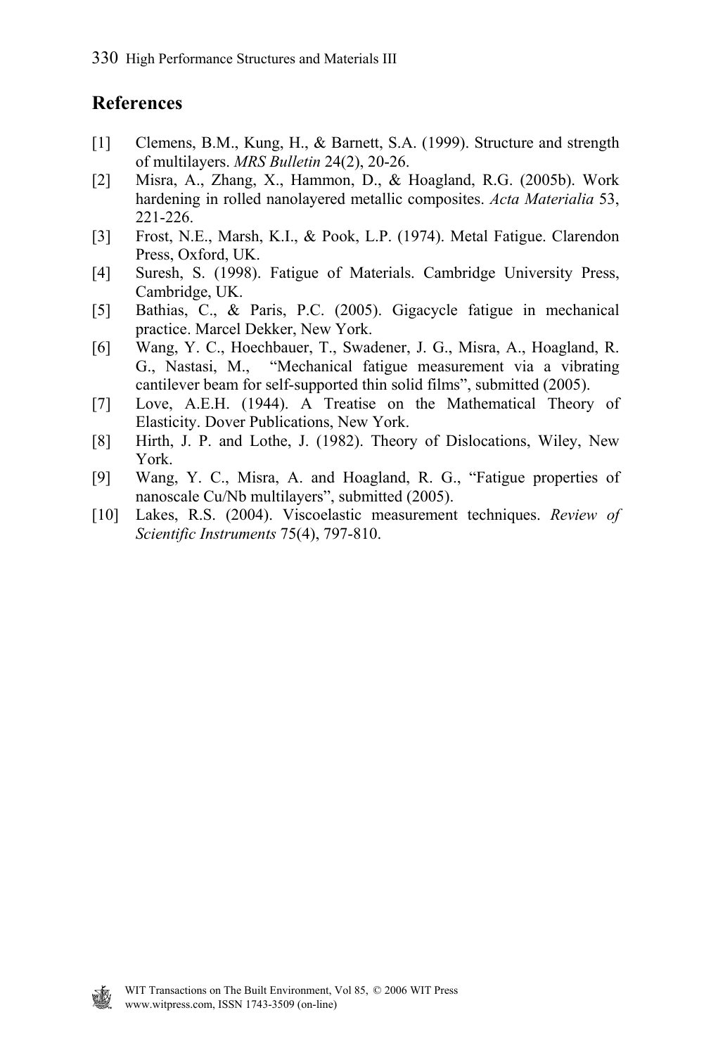## References

[1] Clemens, B.M., Kung, H., & Barnett, S.A. (1999). Structure and strength of multilayers. *MRS Bulletin* 24(2), 20-26.

[2] Misra, A., Zhang, X., Hammon, D., & Hoagland, R.G. (2005b). Work hardening in rolled nanolayered metallic composites. *Acta Materialia* 53, 221-226.

[3] Frost, N.E., Marsh, K.I., & Pook, L.P. (1974). Metal Fatigue. Clarendon Press, Oxford, UK.

[4] Suresh, S. (1998). Fatigue of Materials. Cambridge University Press, Cambridge, UK.

[5] Bathias, C., & Paris, P.C. (2005). Gigacycle fatigue in mechanical practice. Marcel Dekker, New York.

[6] Wang, Y. C., Hoechbauer, T., Swadener, J. G., Misra, A., Hoagland, R. G., Nastasi, M., "Mechanical fatigue measurement via a vibrating cantilever beam for self-supported thin solid films", submitted (2005).

[7] Love, A.E.H. (1944). A Treatise on the Mathematical Theory of Elasticity. Dover Publications, New York.

[8] Hirth, J. P. and Lothe, J. (1982). Theory of Dislocations, Wiley, New York.

[9] Wang, Y. C., Misra, A. and Hoagland, R. G., "Fatigue properties of nanoscale Cu/Nb multilayers", submitted (2005).

[10] Lakes, R.S. (2004). Viscoelastic measurement techniques. *Review of Scientific Instruments* 75(4), 797-810.